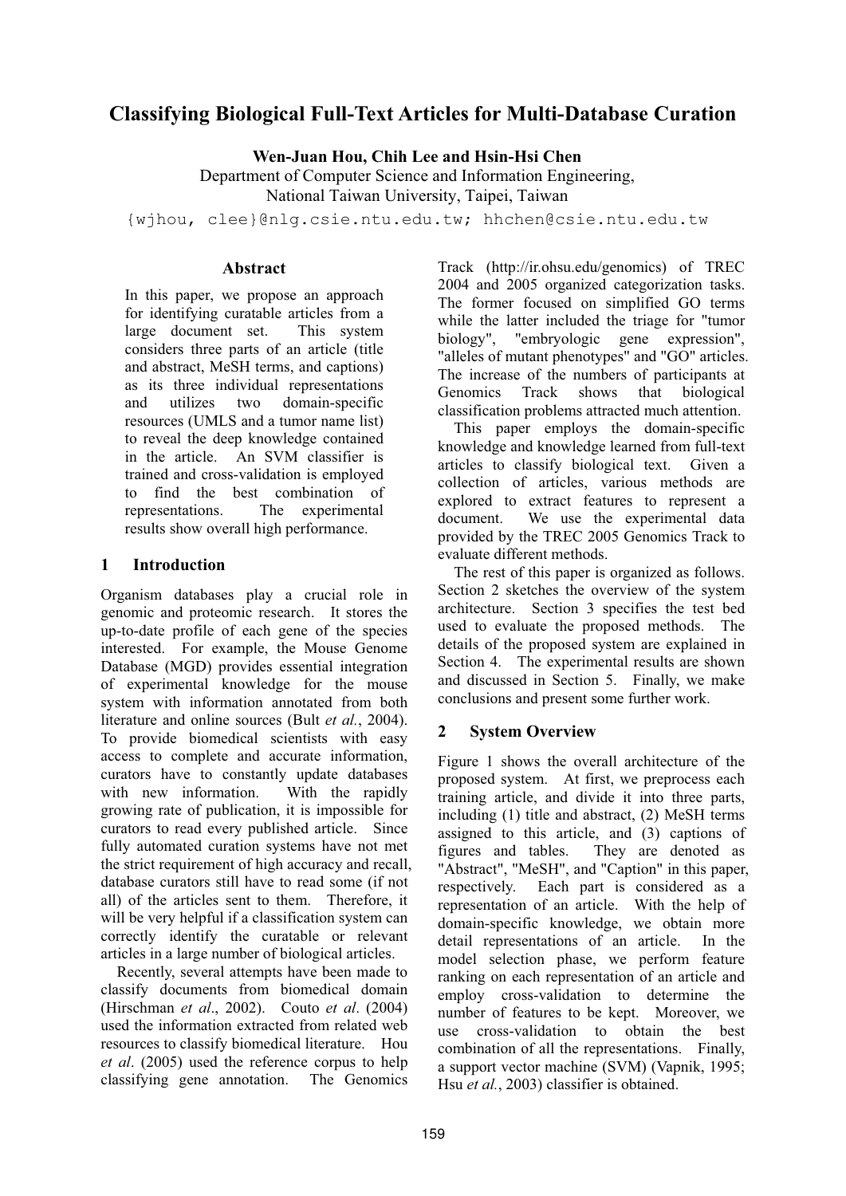# Classifying Biological Full-Text Articles for Multi-Database Curation

**Wen-Juan Hou, Chih Lee and Hsin-Hsi Chen**
Department of Computer Science and Information Engineering,
National Taiwan University, Taipei, Taiwan
{wjhou, clee}@nlg.csie.ntu.edu.tw; hhchen@csie.ntu.edu.tw

### Abstract

In this paper, we propose an approach for identifying curatable articles from a large document set. This system considers three parts of an article (title and abstract, MeSH terms, and captions) as its three individual representations and utilizes two domain-specific resources (UMLS and a tumor name list) to reveal the deep knowledge contained in the article. An SVM classifier is trained and cross-validation is employed to find the best combination of representations. The experimental results show overall high performance.

## 1 Introduction

Organism databases play a crucial role in genomic and proteomic research. It stores the up-to-date profile of each gene of the species interested. For example, the Mouse Genome Database (MGD) provides essential integration of experimental knowledge for the mouse system with information annotated from both literature and online sources (Bult *et al.*, 2004). To provide biomedical scientists with easy access to complete and accurate information, curators have to constantly update databases with new information. With the rapidly growing rate of publication, it is impossible for curators to read every published article. Since fully automated curation systems have not met the strict requirement of high accuracy and recall, database curators still have to read some (if not all) of the articles sent to them. Therefore, it will be very helpful if a classification system can correctly identify the curatable or relevant articles in a large number of biological articles.

Recently, several attempts have been made to classify documents from biomedical domain (Hirschman *et al*., 2002). Couto *et al*. (2004) used the information extracted from related web resources to classify biomedical literature. Hou *et al*. (2005) used the reference corpus to help classifying gene annotation. The Genomics Track (http://ir.ohsu.edu/genomics) of TREC 2004 and 2005 organized categorization tasks. The former focused on simplified GO terms while the latter included the triage for "tumor biology", "embryologic gene expression", "alleles of mutant phenotypes" and "GO" articles. The increase of the numbers of participants at Genomics Track shows that biological classification problems attracted much attention.

This paper employs the domain-specific knowledge and knowledge learned from full-text articles to classify biological text. Given a collection of articles, various methods are explored to extract features to represent a document. We use the experimental data provided by the TREC 2005 Genomics Track to evaluate different methods.

The rest of this paper is organized as follows. Section 2 sketches the overview of the system architecture. Section 3 specifies the test bed used to evaluate the proposed methods. The details of the proposed system are explained in Section 4. The experimental results are shown and discussed in Section 5. Finally, we make conclusions and present some further work.

## 2 System Overview

Figure 1 shows the overall architecture of the proposed system. At first, we preprocess each training article, and divide it into three parts, including (1) title and abstract, (2) MeSH terms assigned to this article, and (3) captions of figures and tables. They are denoted as "Abstract", "MeSH", and "Caption" in this paper, respectively. Each part is considered as a representation of an article. With the help of domain-specific knowledge, we obtain more detail representations of an article. In the model selection phase, we perform feature ranking on each representation of an article and employ cross-validation to determine the number of features to be kept. Moreover, we use cross-validation to obtain the best combination of all the representations. Finally, a support vector machine (SVM) (Vapnik, 1995; Hsu *et al.*, 2003) classifier is obtained.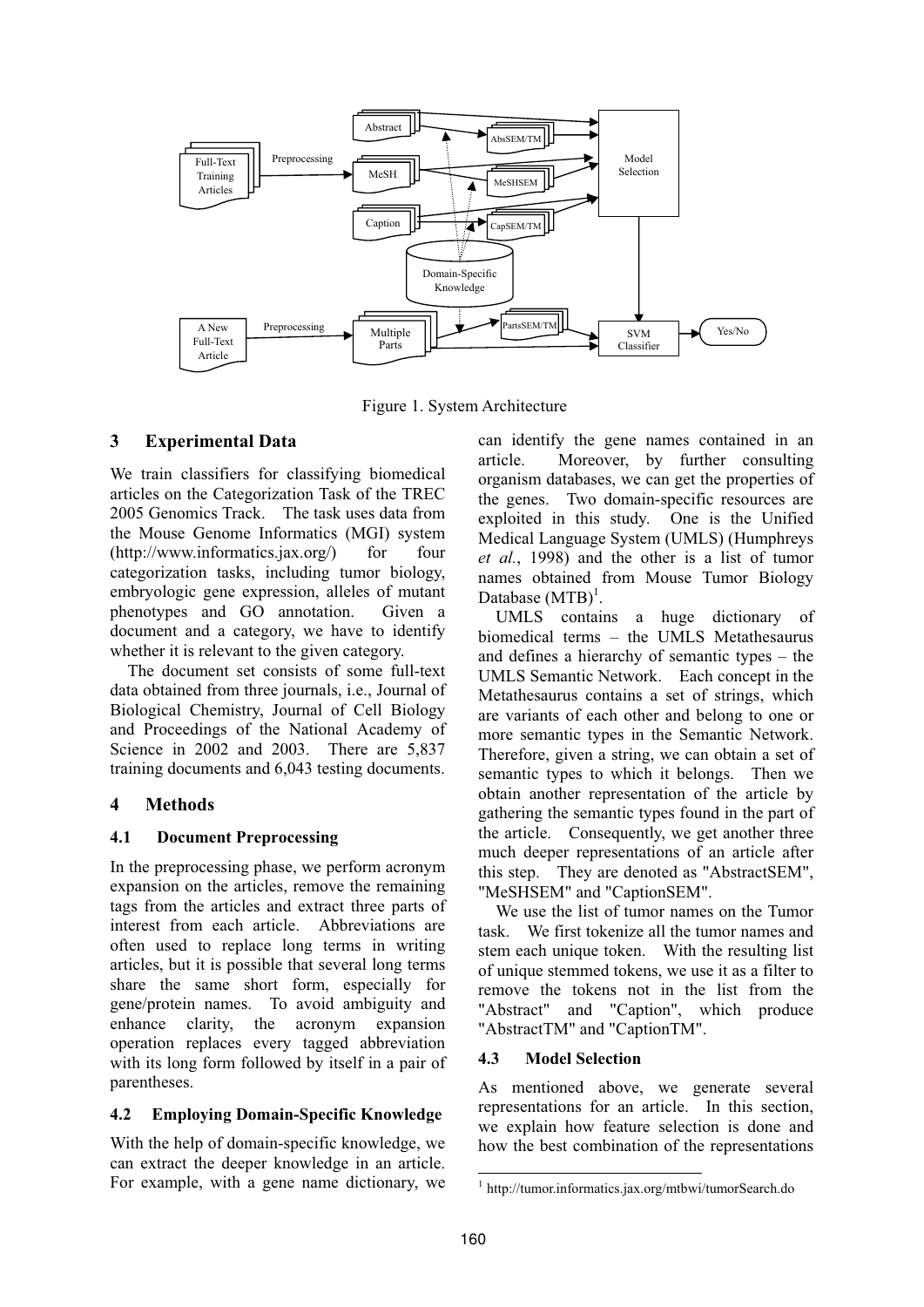Figure 1. System Architecture

## 3 Experimental Data

We train classifiers for classifying biomedical articles on the Categorization Task of the TREC 2005 Genomics Track. The task uses data from the Mouse Genome Informatics (MGI) system (http://www.informatics.jax.org/) for four categorization tasks, including tumor biology, embryologic gene expression, alleles of mutant phenotypes and GO annotation. Given a document and a category, we have to identify whether it is relevant to the given category.

The document set consists of some full-text data obtained from three journals, i.e., Journal of Biological Chemistry, Journal of Cell Biology and Proceedings of the National Academy of Science in 2002 and 2003. There are 5,837 training documents and 6,043 testing documents.

## 4 Methods

### 4.1 Document Preprocessing

In the preprocessing phase, we perform acronym expansion on the articles, remove the remaining tags from the articles and extract three parts of interest from each article. Abbreviations are often used to replace long terms in writing articles, but it is possible that several long terms share the same short form, especially for gene/protein names. To avoid ambiguity and enhance clarity, the acronym expansion operation replaces every tagged abbreviation with its long form followed by itself in a pair of parentheses.

### 4.2 Employing Domain-Specific Knowledge

With the help of domain-specific knowledge, we can extract the deeper knowledge in an article. For example, with a gene name dictionary, we can identify the gene names contained in an article. Moreover, by further consulting organism databases, we can get the properties of the genes. Two domain-specific resources are exploited in this study. One is the Unified Medical Language System (UMLS) (Humphreys *et al.*, 1998) and the other is a list of tumor names obtained from Mouse Tumor Biology Database (MTB)[1].

UMLS contains a huge dictionary of biomedical terms – the UMLS Metathesaurus and defines a hierarchy of semantic types – the UMLS Semantic Network. Each concept in the Metathesaurus contains a set of strings, which are variants of each other and belong to one or more semantic types in the Semantic Network. Therefore, given a string, we can obtain a set of semantic types to which it belongs. Then we obtain another representation of the article by gathering the semantic types found in the part of the article. Consequently, we get another three much deeper representations of an article after this step. They are denoted as "AbstractSEM", "MeSHSEM" and "CaptionSEM".

We use the list of tumor names on the Tumor task. We first tokenize all the tumor names and stem each unique token. With the resulting list of unique stemmed tokens, we use it as a filter to remove the tokens not in the list from the "Abstract" and "Caption", which produce "AbstractTM" and "CaptionTM".

### 4.3 Model Selection

As mentioned above, we generate several representations for an article. In this section, we explain how feature selection is done and how the best combination of the representations

[1] http://tumor.informatics.jax.org/mtbwi/tumorSearch.do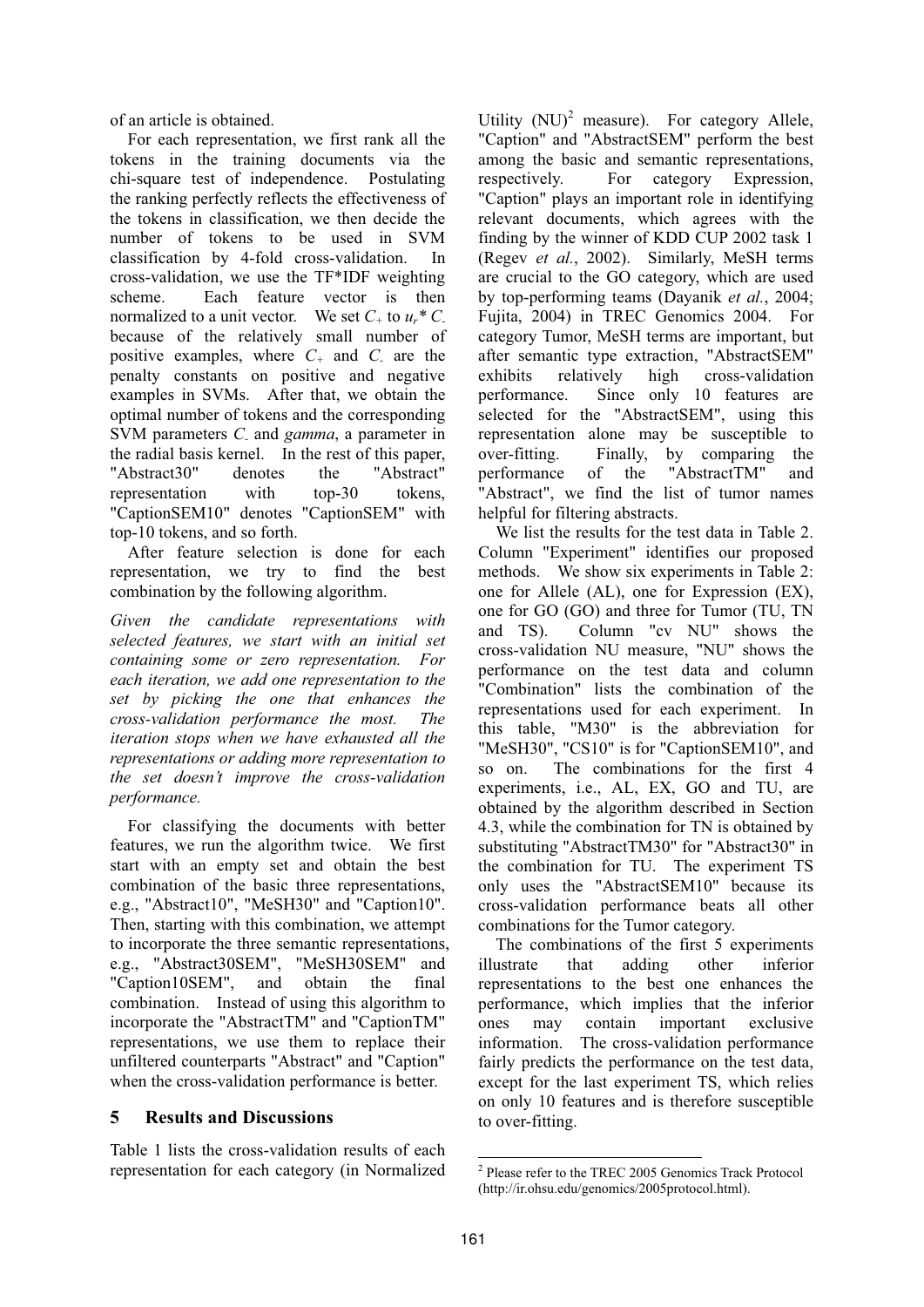of an article is obtained.

For each representation, we first rank all the tokens in the training documents via the chi-square test of independence. Postulating the ranking perfectly reflects the effectiveness of the tokens in classification, we then decide the number of tokens to be used in SVM classification by 4-fold cross-validation. In cross-validation, we use the TF*IDF weighting scheme. Each feature vector is then normalized to a unit vector. We set $C_+$ to $u_r * C_-$ because of the relatively small number of positive examples, where $C_+$ and $C_-$ are the penalty constants on positive and negative examples in SVMs. After that, we obtain the optimal number of tokens and the corresponding SVM parameters $C_-$ and *gamma*, a parameter in the radial basis kernel. In the rest of this paper, "Abstract30" denotes the "Abstract" representation with top-30 tokens, "CaptionSEM10" denotes "CaptionSEM" with top-10 tokens, and so forth.

After feature selection is done for each representation, we try to find the best combination by the following algorithm.

*Given the candidate representations with selected features, we start with an initial set containing some or zero representation. For each iteration, we add one representation to the set by picking the one that enhances the cross-validation performance the most. The iteration stops when we have exhausted all the representations or adding more representation to the set doesn't improve the cross-validation performance.*

For classifying the documents with better features, we run the algorithm twice. We first start with an empty set and obtain the best combination of the basic three representations, e.g., "Abstract10", "MeSH30" and "Caption10". Then, starting with this combination, we attempt to incorporate the three semantic representations, e.g., "Abstract30SEM", "MeSH30SEM" and "Caption10SEM", and obtain the final combination. Instead of using this algorithm to incorporate the "AbstractTM" and "CaptionTM" representations, we use them to replace their unfiltered counterparts "Abstract" and "Caption" when the cross-validation performance is better.

## 5 Results and Discussions

Table 1 lists the cross-validation results of each representation for each category (in Normalized Utility (NU)[2] measure). For category Allele, "Caption" and "AbstractSEM" perform the best among the basic and semantic representations, respectively. For category Expression, "Caption" plays an important role in identifying relevant documents, which agrees with the finding by the winner of KDD CUP 2002 task 1 (Regev *et al.*, 2002). Similarly, MeSH terms are crucial to the GO category, which are used by top-performing teams (Dayanik *et al.*, 2004; Fujita, 2004) in TREC Genomics 2004. For category Tumor, MeSH terms are important, but after semantic type extraction, "AbstractSEM" exhibits relatively high cross-validation performance. Since only 10 features are selected for the "AbstractSEM", using this representation alone may be susceptible to over-fitting. Finally, by comparing the performance of the "AbstractTM" and "Abstract", we find the list of tumor names helpful for filtering abstracts.

We list the results for the test data in Table 2. Column "Experiment" identifies our proposed methods. We show six experiments in Table 2: one for Allele (AL), one for Expression (EX), one for GO (GO) and three for Tumor (TU, TN and TS). Column "cv NU" shows the cross-validation NU measure, "NU" shows the performance on the test data and column "Combination" lists the combination of the representations used for each experiment. In this table, "M30" is the abbreviation for "MeSH30", "CS10" is for "CaptionSEM10", and so on. The combinations for the first 4 experiments, i.e., AL, EX, GO and TU, are obtained by the algorithm described in Section 4.3, while the combination for TN is obtained by substituting "AbstractTM30" for "Abstract30" in the combination for TU. The experiment TS only uses the "AbstractSEM10" because its cross-validation performance beats all other combinations for the Tumor category.

The combinations of the first 5 experiments illustrate that adding other inferior representations to the best one enhances the performance, which implies that the inferior ones may contain important exclusive information. The cross-validation performance fairly predicts the performance on the test data, except for the last experiment TS, which relies on only 10 features and is therefore susceptible to over-fitting.

[2] Please refer to the TREC 2005 Genomics Track Protocol (http://ir.ohsu.edu/genomics/2005protocol.html).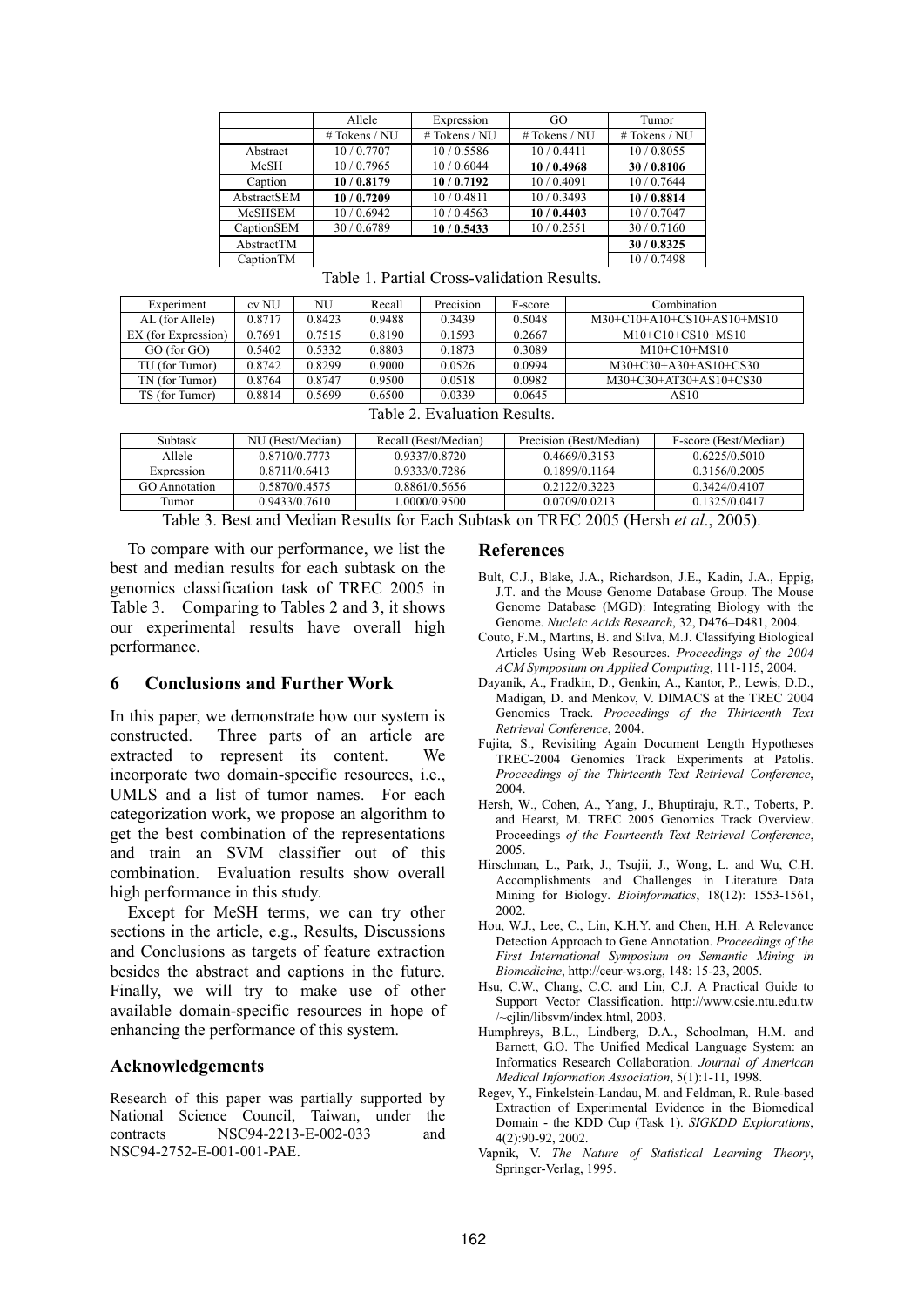| | Allele | Expression | GO | Tumor |
|---|---|---|---|---|
| | # Tokens / NU | # Tokens / NU | # Tokens / NU | # Tokens / NU |
| Abstract | 10 / 0.7707 | 10 / 0.5586 | 10 / 0.4411 | 10 / 0.8055 |
| MeSH | 10 / 0.7965 | 10 / 0.6044 | **10 / 0.4968** | **30 / 0.8106** |
| Caption | **10 / 0.8179** | **10 / 0.7192** | 10 / 0.4091 | 10 / 0.7644 |
| AbstractSEM | **10 / 0.7209** | 10 / 0.4811 | 10 / 0.3493 | **10 / 0.8814** |
| MeSHSEM | 10 / 0.6942 | 10 / 0.4563 | **10 / 0.4403** | 10 / 0.7047 |
| CaptionSEM | 30 / 0.6789 | **10 / 0.5433** | 10 / 0.2551 | 30 / 0.7160 |
| AbstractTM | | | | **30 / 0.8325** |
| CaptionTM | | | | 10 / 0.7498 |

Table 1. Partial Cross-validation Results.

| Experiment | cv NU | NU | Recall | Precision | F-score | Combination |
|---|---|---|---|---|---|---|
| AL (for Allele) | 0.8717 | 0.8423 | 0.9488 | 0.3439 | 0.5048 | M30+C10+A10+CS10+AS10+MS10 |
| EX (for Expression) | 0.7691 | 0.7515 | 0.8190 | 0.1593 | 0.2667 | M10+C10+CS10+MS10 |
| GO (for GO) | 0.5402 | 0.5332 | 0.8803 | 0.1873 | 0.3089 | M10+C10+MS10 |
| TU (for Tumor) | 0.8742 | 0.8299 | 0.9000 | 0.0526 | 0.0994 | M30+C30+A30+AS10+CS30 |
| TN (for Tumor) | 0.8764 | 0.8747 | 0.9500 | 0.0518 | 0.0982 | M30+C30+AT30+AS10+CS30 |
| TS (for Tumor) | 0.8814 | 0.5699 | 0.6500 | 0.0339 | 0.0645 | AS10 |

Table 2. Evaluation Results.

| Subtask | NU (Best/Median) | Recall (Best/Median) | Precision (Best/Median) | F-score (Best/Median) |
|---|---|---|---|---|
| Allele | 0.8710/0.7773 | 0.9337/0.8720 | 0.4669/0.3153 | 0.6225/0.5010 |
| Expression | 0.8711/0.6413 | 0.9333/0.7286 | 0.1899/0.1164 | 0.3156/0.2005 |
| GO Annotation | 0.5870/0.4575 | 0.8861/0.5656 | 0.2122/0.3223 | 0.3424/0.4107 |
| Tumor | 0.9433/0.7610 | 1.0000/0.9500 | 0.0709/0.0213 | 0.1325/0.0417 |

Table 3. Best and Median Results for Each Subtask on TREC 2005 (Hersh *et al*., 2005).

To compare with our performance, we list the best and median results for each subtask on the genomics classification task of TREC 2005 in Table 3. Comparing to Tables 2 and 3, it shows our experimental results have overall high performance.

## 6 Conclusions and Further Work

In this paper, we demonstrate how our system is constructed. Three parts of an article are extracted to represent its content. We incorporate two domain-specific resources, i.e., UMLS and a list of tumor names. For each categorization work, we propose an algorithm to get the best combination of the representations and train an SVM classifier out of this combination. Evaluation results show overall high performance in this study.

Except for MeSH terms, we can try other sections in the article, e.g., Results, Discussions and Conclusions as targets of feature extraction besides the abstract and captions in the future. Finally, we will try to make use of other available domain-specific resources in hope of enhancing the performance of this system.

## Acknowledgements

Research of this paper was partially supported by National Science Council, Taiwan, under the contracts NSC94-2213-E-002-033 and NSC94-2752-E-001-001-PAE.

## References

Bult, C.J., Blake, J.A., Richardson, J.E., Kadin, J.A., Eppig, J.T. and the Mouse Genome Database Group. The Mouse Genome Database (MGD): Integrating Biology with the Genome. *Nucleic Acids Research*, 32, D476–D481, 2004.

Couto, F.M., Martins, B. and Silva, M.J. Classifying Biological Articles Using Web Resources. *Proceedings of the 2004 ACM Symposium on Applied Computing*, 111-115, 2004.

Dayanik, A., Fradkin, D., Genkin, A., Kantor, P., Lewis, D.D., Madigan, D. and Menkov, V. DIMACS at the TREC 2004 Genomics Track. *Proceedings of the Thirteenth Text Retrieval Conference*, 2004.

Fujita, S., Revisiting Again Document Length Hypotheses TREC-2004 Genomics Track Experiments at Patolis. *Proceedings of the Thirteenth Text Retrieval Conference*, 2004.

Hersh, W., Cohen, A., Yang, J., Bhuptiraju, R.T., Toberts, P. and Hearst, M. TREC 2005 Genomics Track Overview. Proceedings *of the Fourteenth Text Retrieval Conference*, 2005.

Hirschman, L., Park, J., Tsujii, J., Wong, L. and Wu, C.H. Accomplishments and Challenges in Literature Data Mining for Biology. *Bioinformatics*, 18(12): 1553-1561, 2002.

Hou, W.J., Lee, C., Lin, K.H.Y. and Chen, H.H. A Relevance Detection Approach to Gene Annotation. *Proceedings of the First International Symposium on Semantic Mining in Biomedicine*, http://ceur-ws.org, 148: 15-23, 2005.

Hsu, C.W., Chang, C.C. and Lin, C.J. A Practical Guide to Support Vector Classification. http://www.csie.ntu.edu.tw/~cjlin/libsvm/index.html, 2003.

Humphreys, B.L., Lindberg, D.A., Schoolman, H.M. and Barnett, G.O. The Unified Medical Language System: an Informatics Research Collaboration. *Journal of American Medical Information Association*, 5(1):1-11, 1998.

Regev, Y., Finkelstein-Landau, M. and Feldman, R. Rule-based Extraction of Experimental Evidence in the Biomedical Domain - the KDD Cup (Task 1). *SIGKDD Explorations*, 4(2):90-92, 2002.

Vapnik, V. *The Nature of Statistical Learning Theory*, Springer-Verlag, 1995.